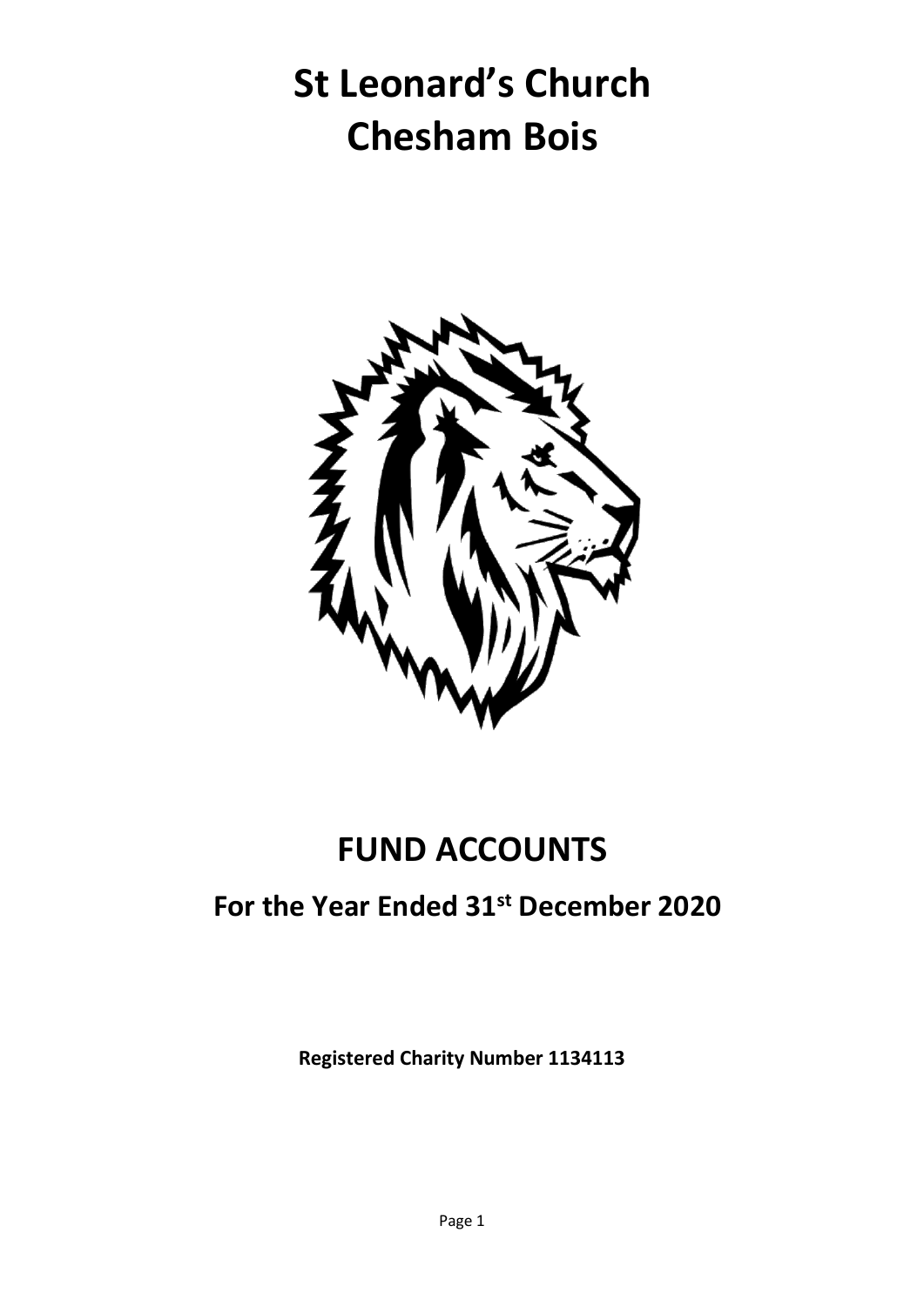# St Leonard's Church
# Chesham Bois

## FUND ACCOUNTS

### For the Year Ended 31st December 2020

**Registered Charity Number 1134113**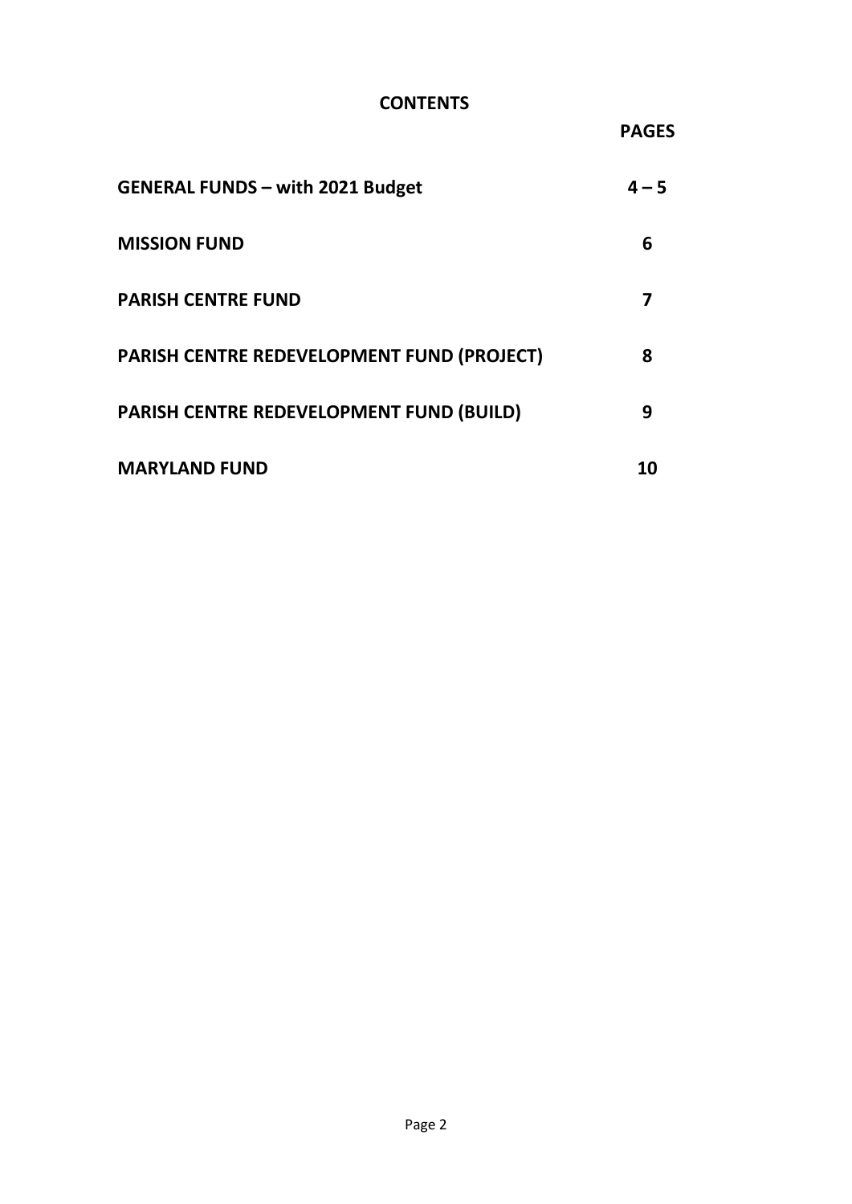## CONTENTS

| | PAGES |
|---|---|
| **GENERAL FUNDS – with 2021 Budget** | **4 – 5** |
| **MISSION FUND** | **6** |
| **PARISH CENTRE FUND** | **7** |
| **PARISH CENTRE REDEVELOPMENT FUND (PROJECT)** | **8** |
| **PARISH CENTRE REDEVELOPMENT FUND (BUILD)** | **9** |
| **MARYLAND FUND** | **10** |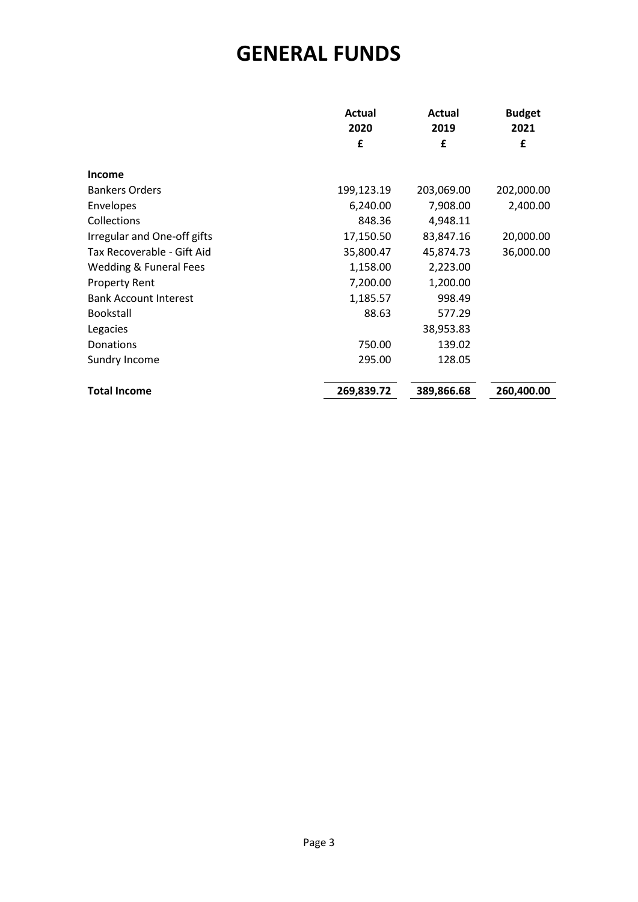# GENERAL FUNDS

| | Actual 2020 £ | Actual 2019 £ | Budget 2021 £ |
|---|---|---|---|
| **Income** | | | |
| Bankers Orders | 199,123.19 | 203,069.00 | 202,000.00 |
| Envelopes | 6,240.00 | 7,908.00 | 2,400.00 |
| Collections | 848.36 | 4,948.11 | |
| Irregular and One-off gifts | 17,150.50 | 83,847.16 | 20,000.00 |
| Tax Recoverable - Gift Aid | 35,800.47 | 45,874.73 | 36,000.00 |
| Wedding & Funeral Fees | 1,158.00 | 2,223.00 | |
| Property Rent | 7,200.00 | 1,200.00 | |
| Bank Account Interest | 1,185.57 | 998.49 | |
| Bookstall | 88.63 | 577.29 | |
| Legacies | | 38,953.83 | |
| Donations | 750.00 | 139.02 | |
| Sundry Income | 295.00 | 128.05 | |
| **Total Income** | **269,839.72** | **389,866.68** | **260,400.00** |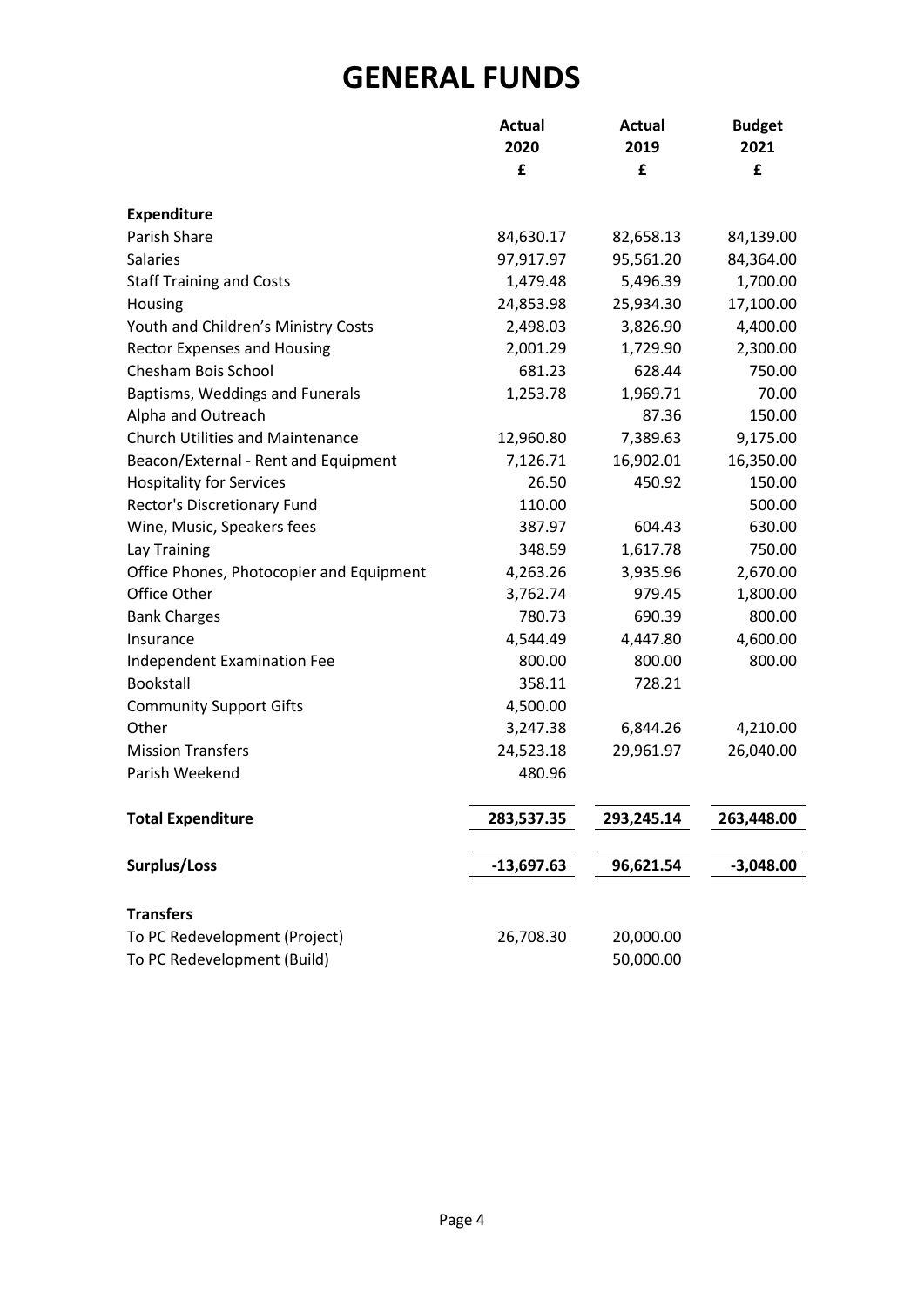# GENERAL FUNDS

| | Actual 2020 £ | Actual 2019 £ | Budget 2021 £ |
|---|---|---|---|
| **Expenditure** | | | |
| Parish Share | 84,630.17 | 82,658.13 | 84,139.00 |
| Salaries | 97,917.97 | 95,561.20 | 84,364.00 |
| Staff Training and Costs | 1,479.48 | 5,496.39 | 1,700.00 |
| Housing | 24,853.98 | 25,934.30 | 17,100.00 |
| Youth and Children's Ministry Costs | 2,498.03 | 3,826.90 | 4,400.00 |
| Rector Expenses and Housing | 2,001.29 | 1,729.90 | 2,300.00 |
| Chesham Bois School | 681.23 | 628.44 | 750.00 |
| Baptisms, Weddings and Funerals | 1,253.78 | 1,969.71 | 70.00 |
| Alpha and Outreach | | 87.36 | 150.00 |
| Church Utilities and Maintenance | 12,960.80 | 7,389.63 | 9,175.00 |
| Beacon/External - Rent and Equipment | 7,126.71 | 16,902.01 | 16,350.00 |
| Hospitality for Services | 26.50 | 450.92 | 150.00 |
| Rector's Discretionary Fund | 110.00 | | 500.00 |
| Wine, Music, Speakers fees | 387.97 | 604.43 | 630.00 |
| Lay Training | 348.59 | 1,617.78 | 750.00 |
| Office Phones, Photocopier and Equipment | 4,263.26 | 3,935.96 | 2,670.00 |
| Office Other | 3,762.74 | 979.45 | 1,800.00 |
| Bank Charges | 780.73 | 690.39 | 800.00 |
| Insurance | 4,544.49 | 4,447.80 | 4,600.00 |
| Independent Examination Fee | 800.00 | 800.00 | 800.00 |
| Bookstall | 358.11 | 728.21 | |
| Community Support Gifts | 4,500.00 | | |
| Other | 3,247.38 | 6,844.26 | 4,210.00 |
| Mission Transfers | 24,523.18 | 29,961.97 | 26,040.00 |
| Parish Weekend | 480.96 | | |
| **Total Expenditure** | **283,537.35** | **293,245.14** | **263,448.00** |
| **Surplus/Loss** | **-13,697.63** | **96,621.54** | **-3,048.00** |
| **Transfers** | | | |
| To PC Redevelopment (Project) | 26,708.30 | 20,000.00 | |
| To PC Redevelopment (Build) | | 50,000.00 | |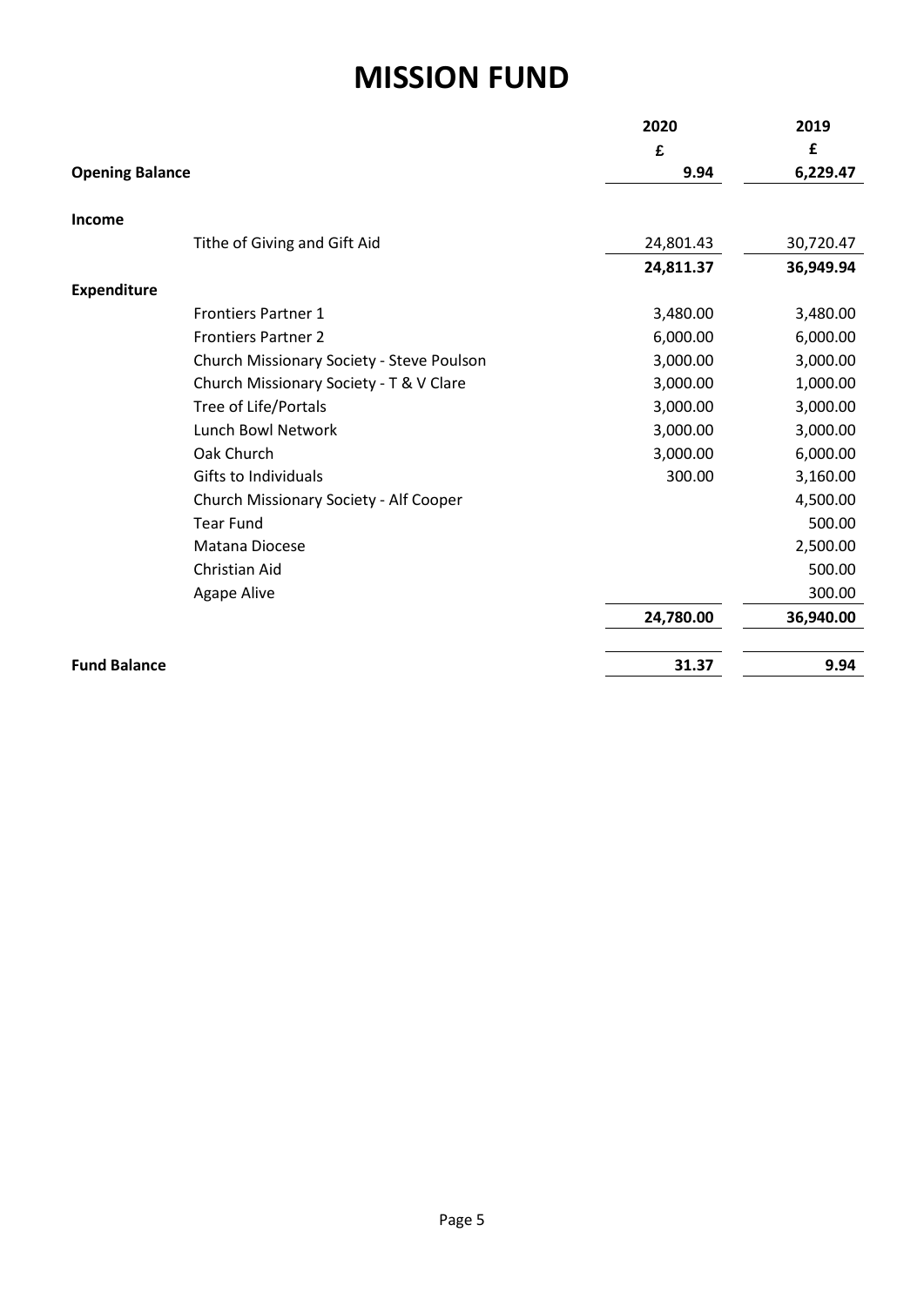# MISSION FUND

| | | 2020 | 2019 |
|---|---|---|---|
| | | £ | £ |
| **Opening Balance** | | **9.94** | **6,229.47** |
| | | | |
| **Income** | | | |
| | Tithe of Giving and Gift Aid | 24,801.43 | 30,720.47 |
| | | **24,811.37** | **36,949.94** |
| **Expenditure** | | | |
| | Frontiers Partner 1 | 3,480.00 | 3,480.00 |
| | Frontiers Partner 2 | 6,000.00 | 6,000.00 |
| | Church Missionary Society - Steve Poulson | 3,000.00 | 3,000.00 |
| | Church Missionary Society - T & V Clare | 3,000.00 | 1,000.00 |
| | Tree of Life/Portals | 3,000.00 | 3,000.00 |
| | Lunch Bowl Network | 3,000.00 | 3,000.00 |
| | Oak Church | 3,000.00 | 6,000.00 |
| | Gifts to Individuals | 300.00 | 3,160.00 |
| | Church Missionary Society - Alf Cooper | | 4,500.00 |
| | Tear Fund | | 500.00 |
| | Matana Diocese | | 2,500.00 |
| | Christian Aid | | 500.00 |
| | Agape Alive | | 300.00 |
| | | **24,780.00** | **36,940.00** |
| | | | |
| **Fund Balance** | | **31.37** | **9.94** |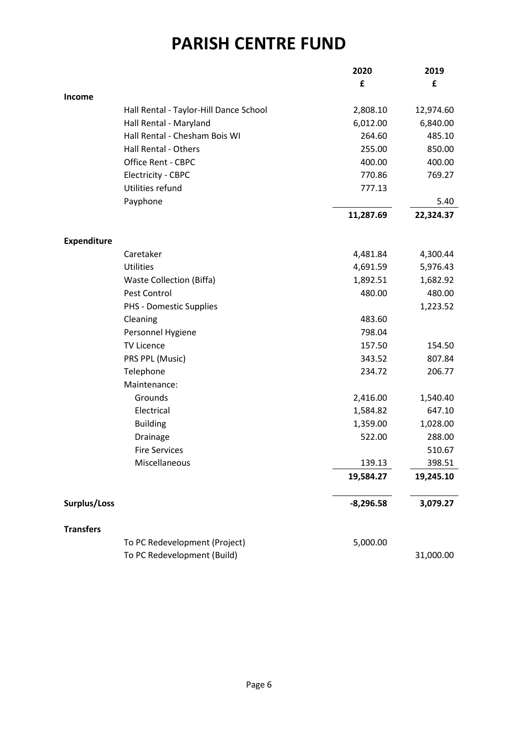# PARISH CENTRE FUND

| | | 2020 | 2019 |
|---|---|---|---|
| | | £ | £ |
| **Income** | | | |
| | Hall Rental - Taylor-Hill Dance School | 2,808.10 | 12,974.60 |
| | Hall Rental - Maryland | 6,012.00 | 6,840.00 |
| | Hall Rental - Chesham Bois WI | 264.60 | 485.10 |
| | Hall Rental - Others | 255.00 | 850.00 |
| | Office Rent - CBPC | 400.00 | 400.00 |
| | Electricity - CBPC | 770.86 | 769.27 |
| | Utilities refund | 777.13 | |
| | Payphone | | 5.40 |
| | | **11,287.69** | **22,324.37** |
| **Expenditure** | | | |
| | Caretaker | 4,481.84 | 4,300.44 |
| | Utilities | 4,691.59 | 5,976.43 |
| | Waste Collection (Biffa) | 1,892.51 | 1,682.92 |
| | Pest Control | 480.00 | 480.00 |
| | PHS - Domestic Supplies | | 1,223.52 |
| | Cleaning | 483.60 | |
| | Personnel Hygiene | 798.04 | |
| | TV Licence | 157.50 | 154.50 |
| | PRS PPL (Music) | 343.52 | 807.84 |
| | Telephone | 234.72 | 206.77 |
| | Maintenance: | | |
| | Grounds | 2,416.00 | 1,540.40 |
| | Electrical | 1,584.82 | 647.10 |
| | Building | 1,359.00 | 1,028.00 |
| | Drainage | 522.00 | 288.00 |
| | Fire Services | | 510.67 |
| | Miscellaneous | 139.13 | 398.51 |
| | | **19,584.27** | **19,245.10** |
| **Surplus/Loss** | | **-8,296.58** | **3,079.27** |
| **Transfers** | | | |
| | To PC Redevelopment (Project) | 5,000.00 | |
| | To PC Redevelopment (Build) | | 31,000.00 |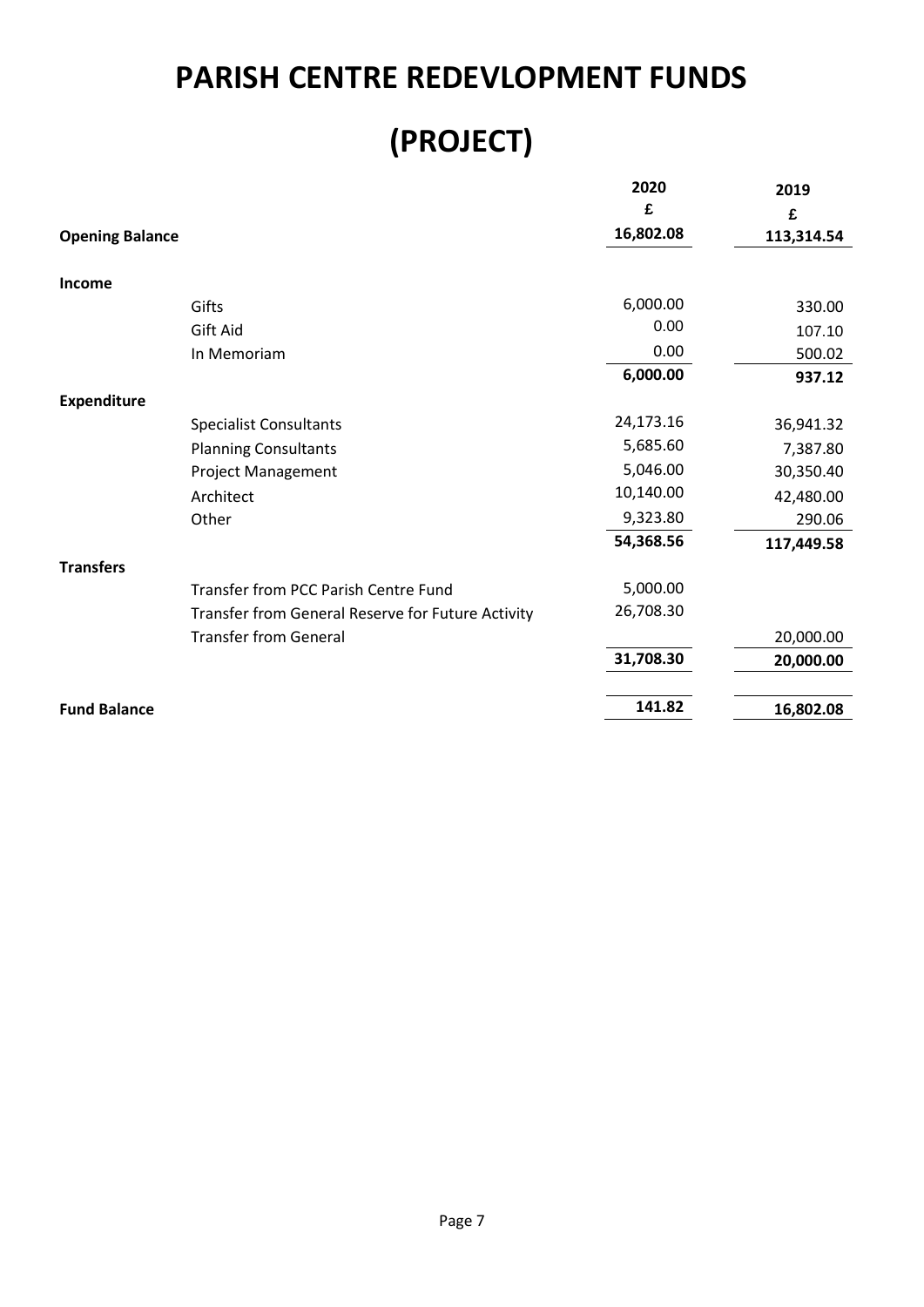# PARISH CENTRE REDEVLOPMENT FUNDS

# (PROJECT)

| | | 2020 | 2019 |
|---|---|---|---|
| | | £ | £ |
| **Opening Balance** | | 16,802.08 | 113,314.54 |
| | | | |
| **Income** | | | |
| | Gifts | 6,000.00 | 330.00 |
| | Gift Aid | 0.00 | 107.10 |
| | In Memoriam | 0.00 | 500.02 |
| | | **6,000.00** | **937.12** |
| **Expenditure** | | | |
| | Specialist Consultants | 24,173.16 | 36,941.32 |
| | Planning Consultants | 5,685.60 | 7,387.80 |
| | Project Management | 5,046.00 | 30,350.40 |
| | Architect | 10,140.00 | 42,480.00 |
| | Other | 9,323.80 | 290.06 |
| | | **54,368.56** | **117,449.58** |
| **Transfers** | | | |
| | Transfer from PCC Parish Centre Fund | 5,000.00 | |
| | Transfer from General Reserve for Future Activity | 26,708.30 | |
| | Transfer from General | | 20,000.00 |
| | | **31,708.30** | **20,000.00** |
| | | | |
| **Fund Balance** | | **141.82** | **16,802.08** |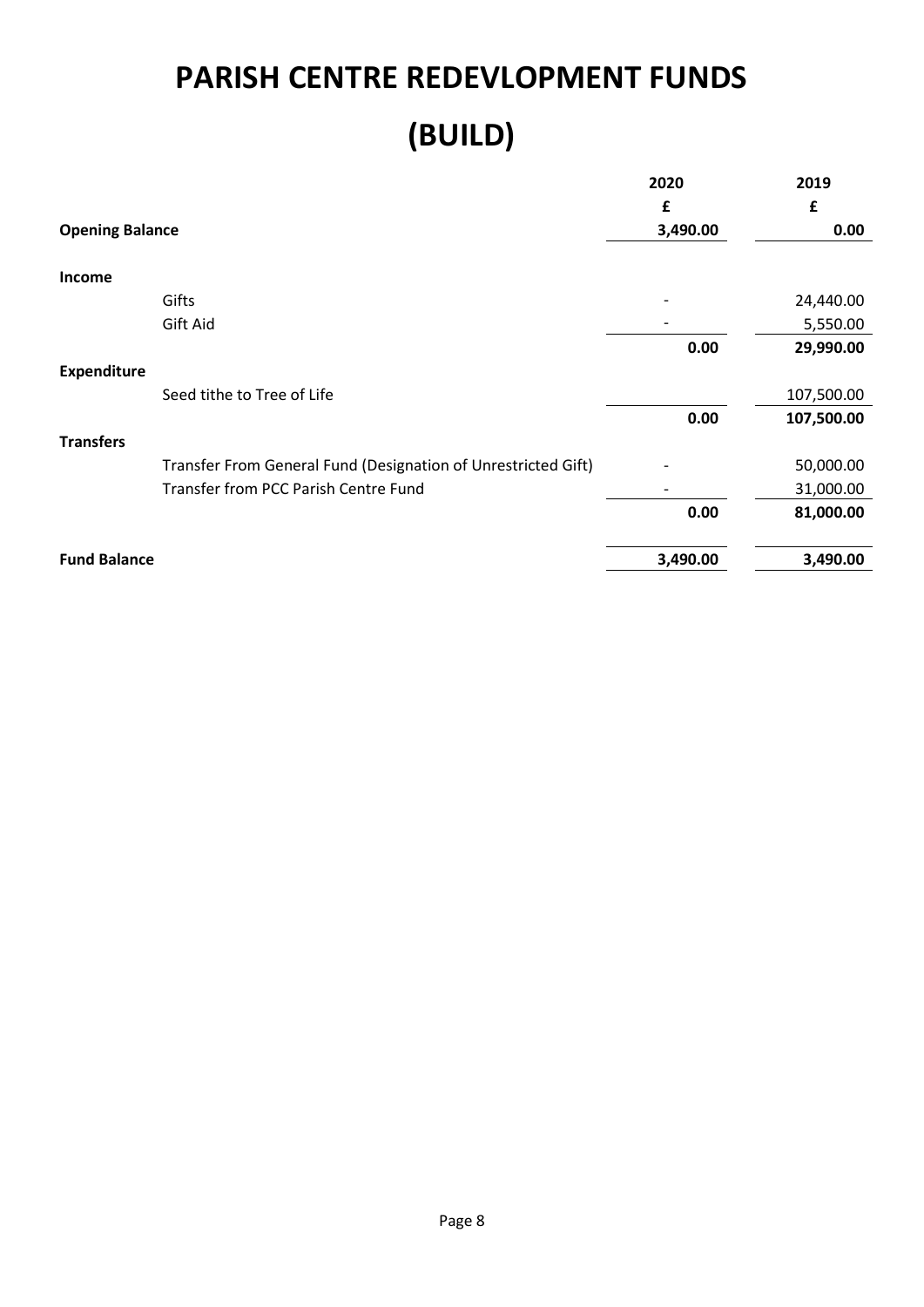# PARISH CENTRE REDEVLOPMENT FUNDS

# (BUILD)

| | 2020 | 2019 |
|---|---|---|
| | £ | £ |
| **Opening Balance** | **3,490.00** | **0.00** |
| | | |
| **Income** | | |
| Gifts | - | 24,440.00 |
| Gift Aid | - | 5,550.00 |
| | **0.00** | **29,990.00** |
| **Expenditure** | | |
| Seed tithe to Tree of Life | | 107,500.00 |
| | **0.00** | **107,500.00** |
| **Transfers** | | |
| Transfer From General Fund (Designation of Unrestricted Gift) | - | 50,000.00 |
| Transfer from PCC Parish Centre Fund | - | 31,000.00 |
| | **0.00** | **81,000.00** |
| | | |
| **Fund Balance** | **3,490.00** | **3,490.00** |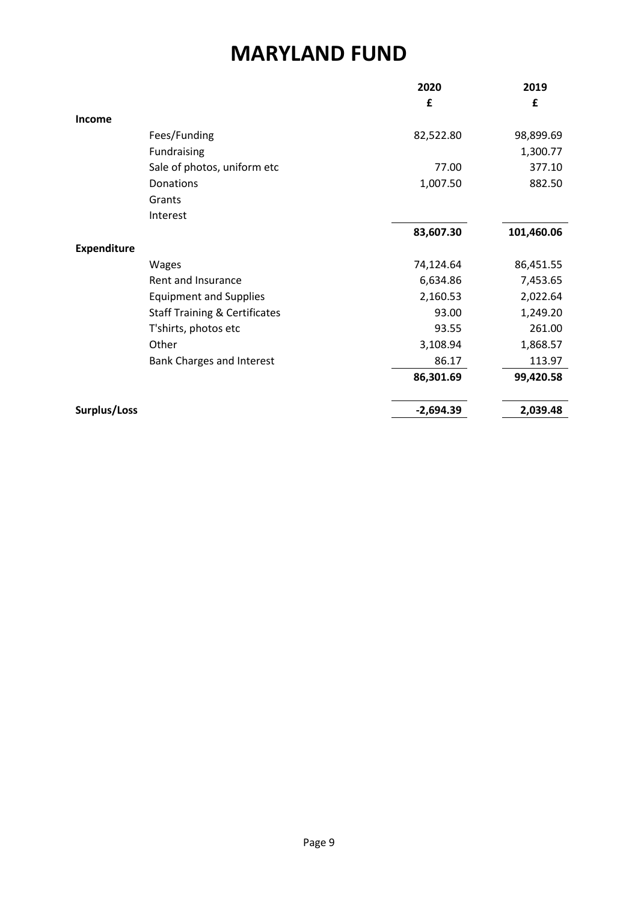# MARYLAND FUND

| | | 2020 | 2019 |
|---|---|---|---|
| | | £ | £ |
| **Income** | | | |
| | Fees/Funding | 82,522.80 | 98,899.69 |
| | Fundraising | | 1,300.77 |
| | Sale of photos, uniform etc | 77.00 | 377.10 |
| | Donations | 1,007.50 | 882.50 |
| | Grants | | |
| | Interest | | |
| | | **83,607.30** | **101,460.06** |
| **Expenditure** | | | |
| | Wages | 74,124.64 | 86,451.55 |
| | Rent and Insurance | 6,634.86 | 7,453.65 |
| | Equipment and Supplies | 2,160.53 | 2,022.64 |
| | Staff Training & Certificates | 93.00 | 1,249.20 |
| | T'shirts, photos etc | 93.55 | 261.00 |
| | Other | 3,108.94 | 1,868.57 |
| | Bank Charges and Interest | 86.17 | 113.97 |
| | | **86,301.69** | **99,420.58** |
| **Surplus/Loss** | | **-2,694.39** | **2,039.48** |